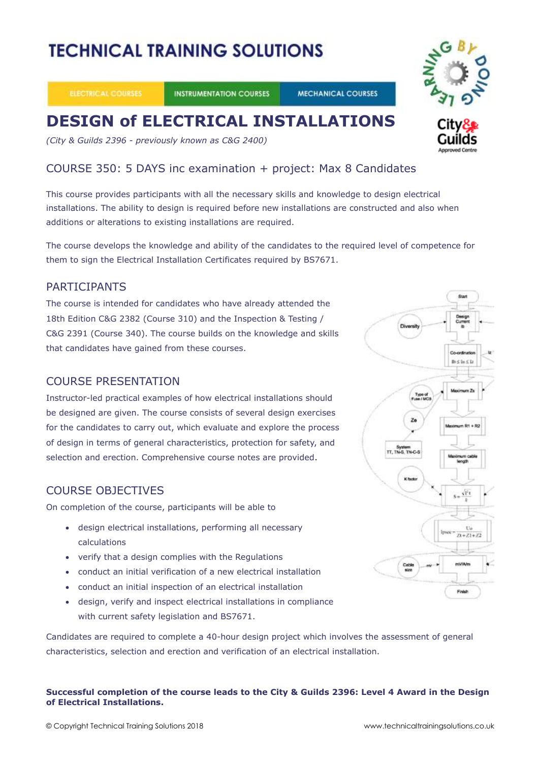# TECHNICAL TRAINING SOLUTIONS

ELECTRICAL COURSES | INSTRUMENTATION COURSES | MECHANICAL COURSES

## DESIGN of ELECTRICAL INSTALLATIONS

*(City & Guilds 2396 - previously known as C&G 2400)*

### COURSE 350: 5 DAYS inc examination + project: Max 8 Candidates

This course provides participants with all the necessary skills and knowledge to design electrical installations. The ability to design is required before new installations are constructed and also when additions or alterations to existing installations are required.

The course develops the knowledge and ability of the candidates to the required level of competence for them to sign the Electrical Installation Certificates required by BS7671.

### PARTICIPANTS

The course is intended for candidates who have already attended the 18th Edition C&G 2382 (Course 310) and the Inspection & Testing / C&G 2391 (Course 340). The course builds on the knowledge and skills that candidates have gained from these courses.

### COURSE PRESENTATION

Instructor-led practical examples of how electrical installations should be designed are given. The course consists of several design exercises for the candidates to carry out, which evaluate and explore the process of design in terms of general characteristics, protection for safety, and selection and erection. Comprehensive course notes are provided.

### COURSE OBJECTIVES

On completion of the course, participants will be able to

- design electrical installations, performing all necessary calculations
- verify that a design complies with the Regulations
- conduct an initial verification of a new electrical installation
- conduct an initial inspection of an electrical installation
- design, verify and inspect electrical installations in compliance with current safety legislation and BS7671.

Candidates are required to complete a 40-hour design project which involves the assessment of general characteristics, selection and erection and verification of an electrical installation.

**Successful completion of the course leads to the City & Guilds 2396: Level 4 Award in the Design of Electrical Installations.**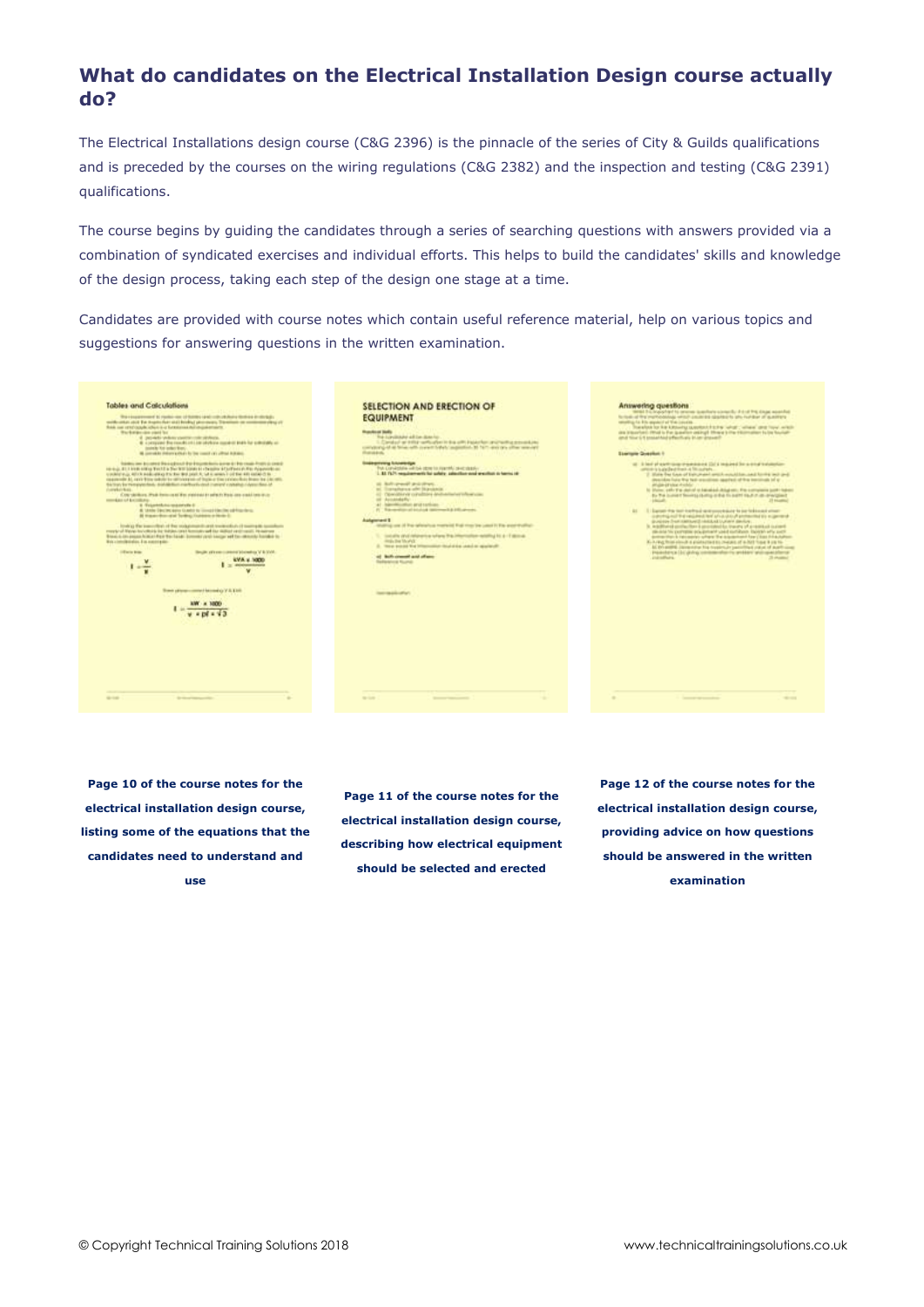## What do candidates on the Electrical Installation Design course actually do?

The Electrical Installations design course (C&G 2396) is the pinnacle of the series of City & Guilds qualifications and is preceded by the courses on the wiring regulations (C&G 2382) and the inspection and testing (C&G 2391) qualifications.

The course begins by guiding the candidates through a series of searching questions with answers provided via a combination of syndicated exercises and individual efforts. This helps to build the candidates' skills and knowledge of the design process, taking each step of the design one stage at a time.

Candidates are provided with course notes which contain useful reference material, help on various topics and suggestions for answering questions in the written examination.

**Page 10 of the course notes for the electrical installation design course, listing some of the equations that the candidates need to understand and use**

**Page 11 of the course notes for the electrical installation design course, describing how electrical equipment should be selected and erected**

**Page 12 of the course notes for the electrical installation design course, providing advice on how questions should be answered in the written examination**

© Copyright Technical Training Solutions 2018

www.technicaltrainingsolutions.co.uk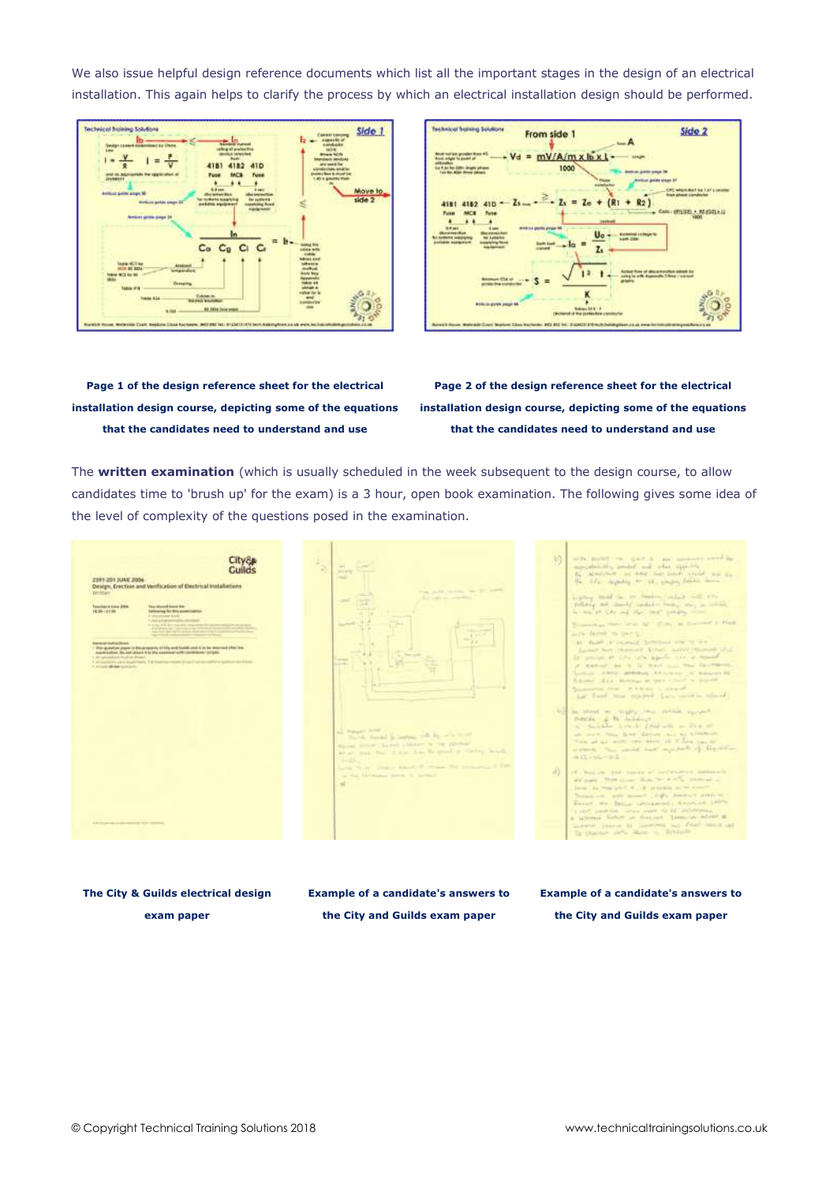We also issue helpful design reference documents which list all the important stages in the design of an electrical installation. This again helps to clarify the process by which an electrical installation design should be performed.

**Page 1 of the design reference sheet for the electrical installation design course, depicting some of the equations that the candidates need to understand and use**

**Page 2 of the design reference sheet for the electrical installation design course, depicting some of the equations that the candidates need to understand and use**

The **written examination** (which is usually scheduled in the week subsequent to the design course, to allow candidates time to 'brush up' for the exam) is a 3 hour, open book examination. The following gives some idea of the level of complexity of the questions posed in the examination.

**The City & Guilds electrical design exam paper**

**Example of a candidate's answers to the City and Guilds exam paper**

**Example of a candidate's answers to the City and Guilds exam paper**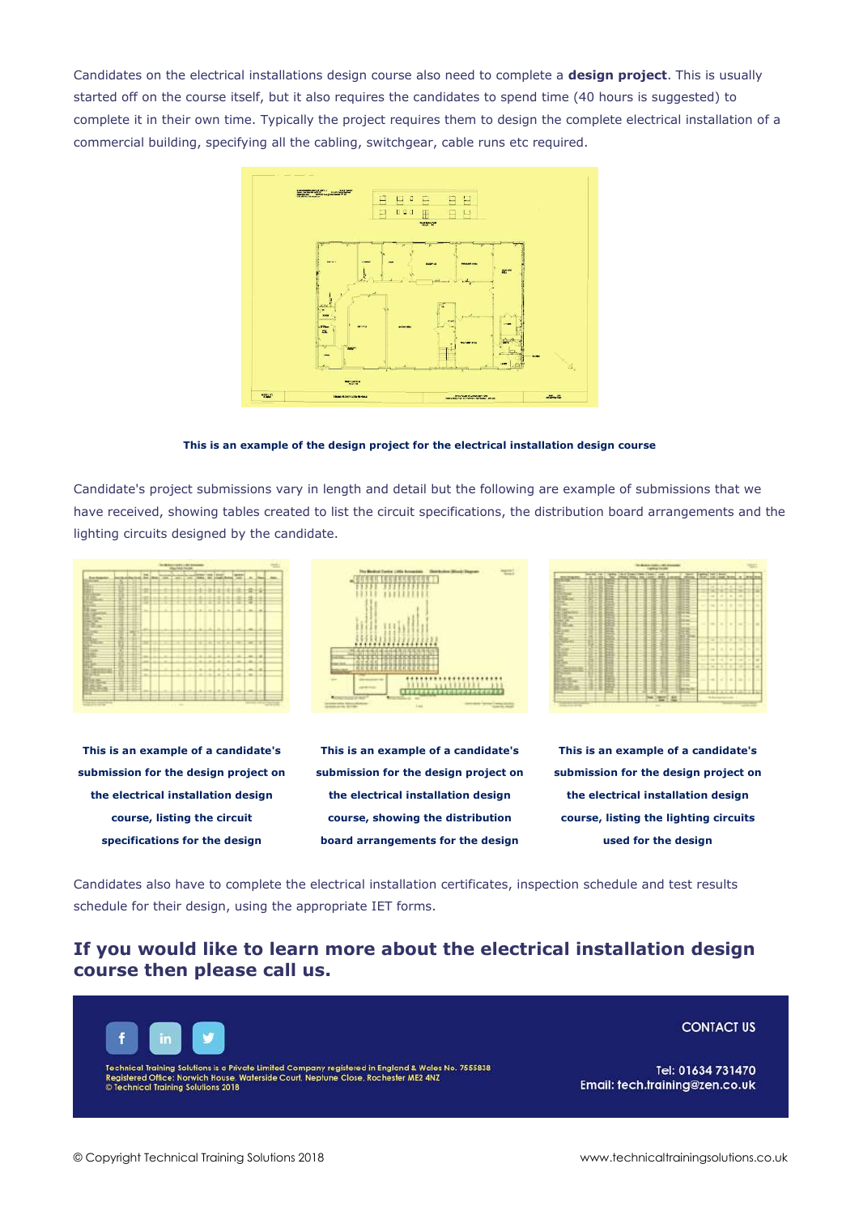Candidates on the electrical installations design course also need to complete a **design project**. This is usually started off on the course itself, but it also requires the candidates to spend time (40 hours is suggested) to complete it in their own time. Typically the project requires them to design the complete electrical installation of a commercial building, specifying all the cabling, switchgear, cable runs etc required.

**This is an example of the design project for the electrical installation design course**

Candidate's project submissions vary in length and detail but the following are example of submissions that we have received, showing tables created to list the circuit specifications, the distribution board arrangements and the lighting circuits designed by the candidate.

**This is an example of a candidate's submission for the design project on the electrical installation design course, listing the circuit specifications for the design**

**This is an example of a candidate's submission for the design project on the electrical installation design course, showing the distribution board arrangements for the design**

**This is an example of a candidate's submission for the design project on the electrical installation design course, listing the lighting circuits used for the design**

Candidates also have to complete the electrical installation certificates, inspection schedule and test results schedule for their design, using the appropriate IET forms.

## If you would like to learn more about the electrical installation design course then please call us.

Technical Training Solutions is a Private Limited Company registered in England & Wales No. 7555838
Registered Office: Norwich House, Waterside Court, Neptune Close, Rochester ME2 4NZ
© Technical Training Solutions 2018

CONTACT US

Tel: 01634 731470
Email: tech.training@zen.co.uk